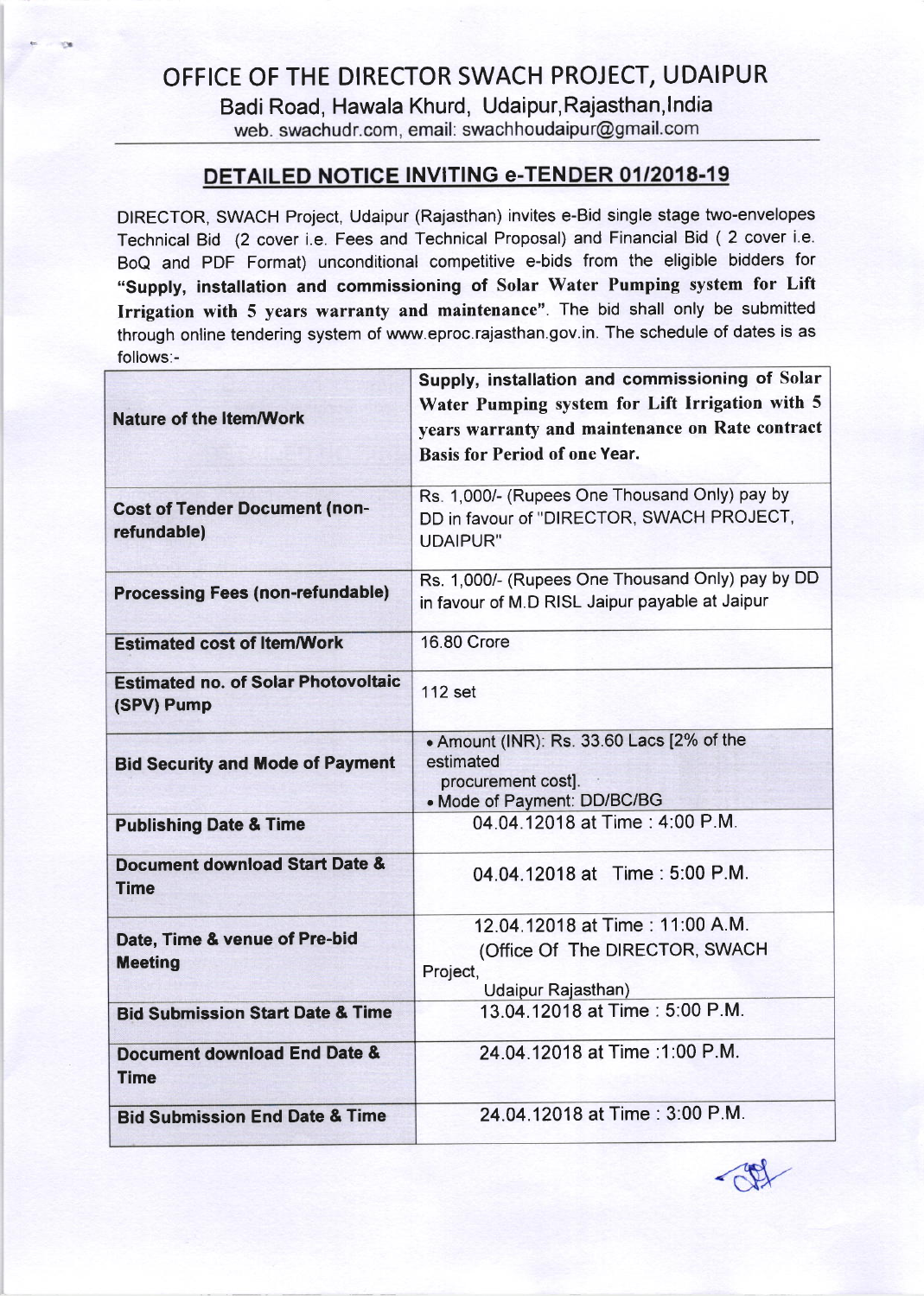# OFFICE OF THE DIRECTOR SWACH PROJECT, UDAIPUR

Badi Road, Hawala Khurd, Udaipur,Rajasthan,India

web. swachudr.com, email: swachhoudaipur@gmail.com

## DETAILED NOTICE INVITING e-TENDER 01/2018-19

DIRECTOR, SWACH Project, Udaipur (Rajasthan) invites e-Bid single stage two-envelopes Technical Bid (2 cover i.e. Fees and Technical Proposal) and Financial Bid ( 2 cover i.e. BoQ and PDF Format) unconditional competitive e-bids from the eligible bidders for **"Supply, installation and commissioning of Solar Water Pumping system for Lift Irrigation with 5 years warranty and maintenance"**. The bid shall only be submitted through online tendering system of www.eproc.rajasthan.gov.in. The schedule of dates is as follows:-

| | |
|---|---|
| **Nature of the Item/Work** | **Supply, installation and commissioning of Solar Water Pumping system for Lift Irrigation with 5 years warranty and maintenance on Rate contract Basis for Period of one Year.** |
| **Cost of Tender Document (non-refundable)** | Rs. 1,000/- (Rupees One Thousand Only) pay by DD in favour of "DIRECTOR, SWACH PROJECT, UDAIPUR" |
| **Processing Fees (non-refundable)** | Rs. 1,000/- (Rupees One Thousand Only) pay by DD in favour of M.D RISL Jaipur payable at Jaipur |
| **Estimated cost of Item/Work** | 16.80 Crore |
| **Estimated no. of Solar Photovoltaic (SPV) Pump** | 112 set |
| **Bid Security and Mode of Payment** | • Amount (INR): Rs. 33.60 Lacs [2% of the estimated procurement cost]. • Mode of Payment: DD/BC/BG |
| **Publishing Date & Time** | 04.04.12018 at Time : 4:00 P.M. |
| **Document download Start Date & Time** | 04.04.12018 at Time : 5:00 P.M. |
| **Date, Time & venue of Pre-bid Meeting** | 12.04.12018 at Time : 11:00 A.M. (Office Of The DIRECTOR, SWACH Project, Udaipur Rajasthan) |
| **Bid Submission Start Date & Time** | 13.04.12018 at Time : 5:00 P.M. |
| **Document download End Date & Time** | 24.04.12018 at Time :1:00 P.M. |
| **Bid Submission End Date & Time** | 24.04.12018 at Time : 3:00 P.M. |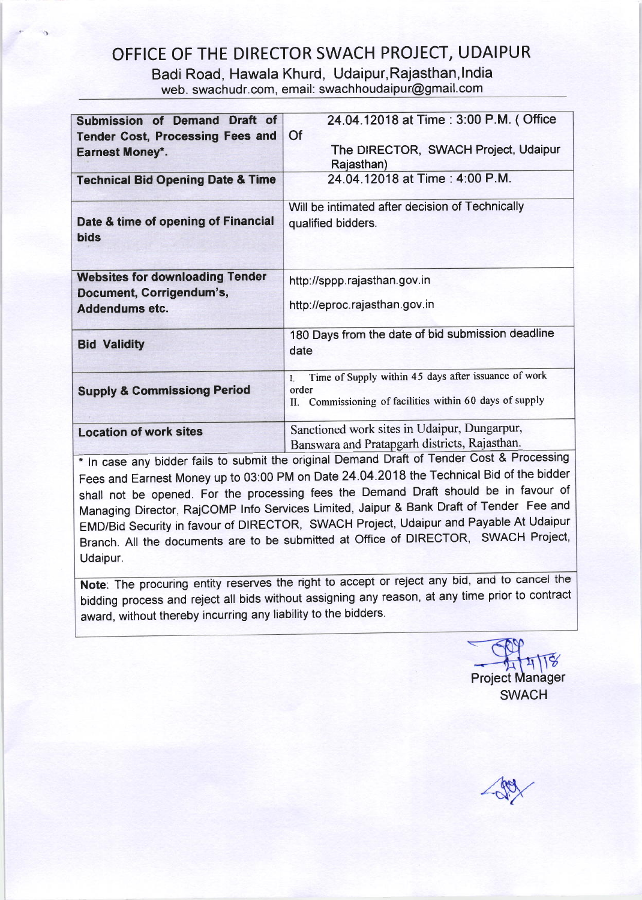# OFFICE OF THE DIRECTOR SWACH PROJECT, UDAIPUR

Badi Road, Hawala Khurd, Udaipur, Rajasthan, India

web. swachudr.com, email: swachhoudaipur@gmail.com

| | |
|---|---|
| **Submission of Demand Draft of Tender Cost, Processing Fees and Earnest Money*.** | 24.04.12018 at Time : 3:00 P.M. ( Office Of The DIRECTOR, SWACH Project, Udaipur Rajasthan) |
| **Technical Bid Opening Date & Time** | 24.04.12018 at Time : 4:00 P.M. |
| **Date & time of opening of Financial bids** | Will be intimated after decision of Technically qualified bidders. |
| **Websites for downloading Tender Document, Corrigendum's, Addendums etc.** | http://sppp.rajasthan.gov.in<br>http://eproc.rajasthan.gov.in |
| **Bid Validity** | 180 Days from the date of bid submission deadline date |
| **Supply & Commissiong Period** | I. Time of Supply within 45 days after issuance of work order<br>II. Commissioning of facilities within 60 days of supply |
| **Location of work sites** | Sanctioned work sites in Udaipur, Dungarpur, Banswara and Pratapgarh districts, Rajasthan. |

* In case any bidder fails to submit the original Demand Draft of Tender Cost & Processing Fees and Earnest Money up to 03:00 PM on Date 24.04.2018 the Technical Bid of the bidder shall not be opened. For the processing fees the Demand Draft should be in favour of Managing Director, RajCOMP Info Services Limited, Jaipur & Bank Draft of Tender Fee and EMD/Bid Security in favour of DIRECTOR, SWACH Project, Udaipur and Payable At Udaipur Branch. All the documents are to be submitted at Office of DIRECTOR, SWACH Project, Udaipur.

**Note**: The procuring entity reserves the right to accept or reject any bid, and to cancel the bidding process and reject all bids without assigning any reason, at any time prior to contract award, without thereby incurring any liability to the bidders.

2/4/18

Project Manager

SWACH